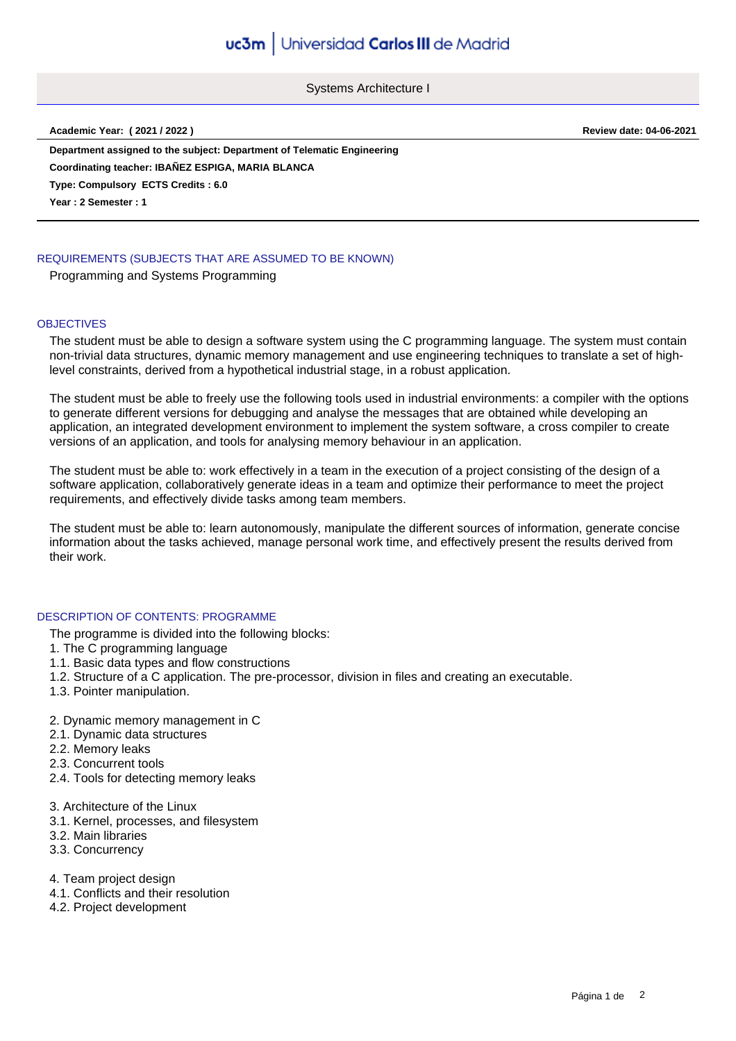# Universidad Carlos III de Madrid

## Systems Architecture I

**Academic Year: ( 2021 / 2022 )** **Review date: 04-06-2021**

**Department assigned to the subject: Department of Telematic Engineering**
**Coordinating teacher: IBAÑEZ ESPIGA, MARIA BLANCA**
**Type: Compulsory ECTS Credits : 6.0**
**Year : 2 Semester : 1**

### REQUIREMENTS (SUBJECTS THAT ARE ASSUMED TO BE KNOWN)

Programming and Systems Programming

### OBJECTIVES

The student must be able to design a software system using the C programming language. The system must contain non-trivial data structures, dynamic memory management and use engineering techniques to translate a set of high-level constraints, derived from a hypothetical industrial stage, in a robust application.

The student must be able to freely use the following tools used in industrial environments: a compiler with the options to generate different versions for debugging and analyse the messages that are obtained while developing an application, an integrated development environment to implement the system software, a cross compiler to create versions of an application, and tools for analysing memory behaviour in an application.

The student must be able to: work effectively in a team in the execution of a project consisting of the design of a software application, collaboratively generate ideas in a team and optimize their performance to meet the project requirements, and effectively divide tasks among team members.

The student must be able to: learn autonomously, manipulate the different sources of information, generate concise information about the tasks achieved, manage personal work time, and effectively present the results derived from their work.

### DESCRIPTION OF CONTENTS: PROGRAMME

The programme is divided into the following blocks:

1. The C programming language
1.1. Basic data types and flow constructions
1.2. Structure of a C application. The pre-processor, division in files and creating an executable.
1.3. Pointer manipulation.

2. Dynamic memory management in C
2.1. Dynamic data structures
2.2. Memory leaks
2.3. Concurrent tools
2.4. Tools for detecting memory leaks

3. Architecture of the Linux
3.1. Kernel, processes, and filesystem
3.2. Main libraries
3.3. Concurrency

4. Team project design
4.1. Conflicts and their resolution
4.2. Project development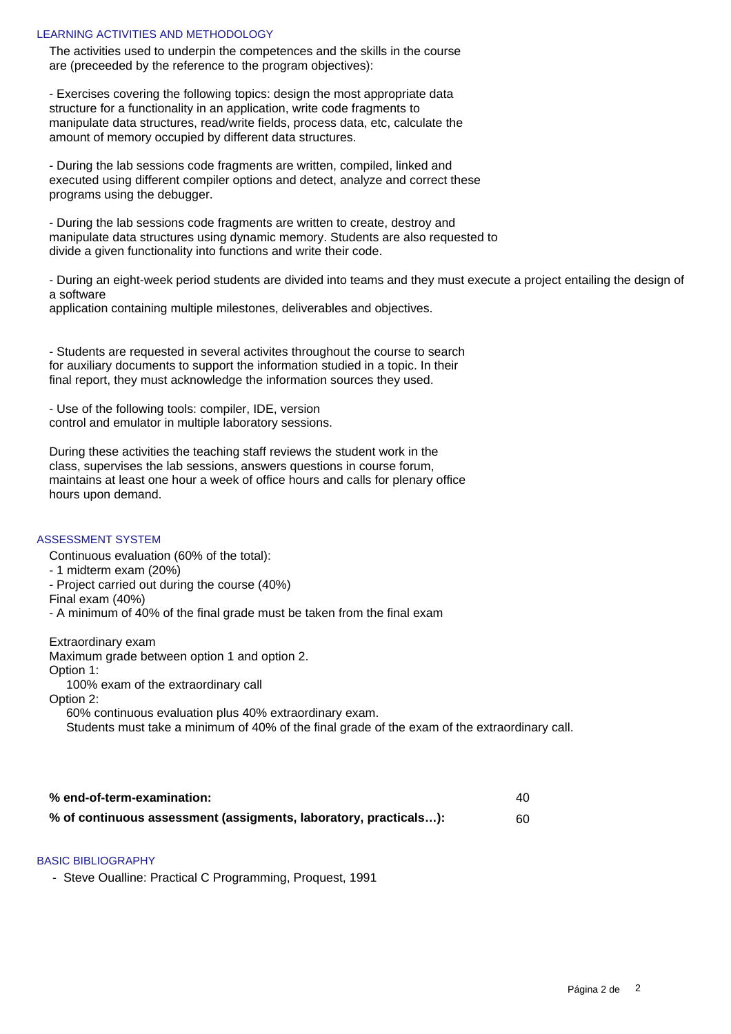## LEARNING ACTIVITIES AND METHODOLOGY

The activities used to underpin the competences and the skills in the course are (preceeded by the reference to the program objectives):

- Exercises covering the following topics: design the most appropriate data structure for a functionality in an application, write code fragments to manipulate data structures, read/write fields, process data, etc, calculate the amount of memory occupied by different data structures.

- During the lab sessions code fragments are written, compiled, linked and executed using different compiler options and detect, analyze and correct these programs using the debugger.

- During the lab sessions code fragments are written to create, destroy and manipulate data structures using dynamic memory. Students are also requested to divide a given functionality into functions and write their code.

- During an eight-week period students are divided into teams and they must execute a project entailing the design of a software
application containing multiple milestones, deliverables and objectives.

- Students are requested in several activites throughout the course to search for auxiliary documents to support the information studied in a topic. In their final report, they must acknowledge the information sources they used.

- Use of the following tools: compiler, IDE, version control and emulator in multiple laboratory sessions.

During these activities the teaching staff reviews the student work in the class, supervises the lab sessions, answers questions in course forum, maintains at least one hour a week of office hours and calls for plenary office hours upon demand.

## ASSESSMENT SYSTEM

Continuous evaluation (60% of the total):
- 1 midterm exam (20%)
- Project carried out during the course (40%)

Final exam (40%)
- A minimum of 40% of the final grade must be taken from the final exam

Extraordinary exam
Maximum grade between option 1 and option 2.
Option 1:
 100% exam of the extraordinary call
Option 2:
 60% continuous evaluation plus 40% extraordinary exam.
 Students must take a minimum of 40% of the final grade of the exam of the extraordinary call.

| | |
|---|---|
| **% end-of-term-examination:** | 40 |
| **% of continuous assessment (assigments, laboratory, practicals…):** | 60 |

## BASIC BIBLIOGRAPHY

- Steve Oualline: Practical C Programming, Proquest, 1991